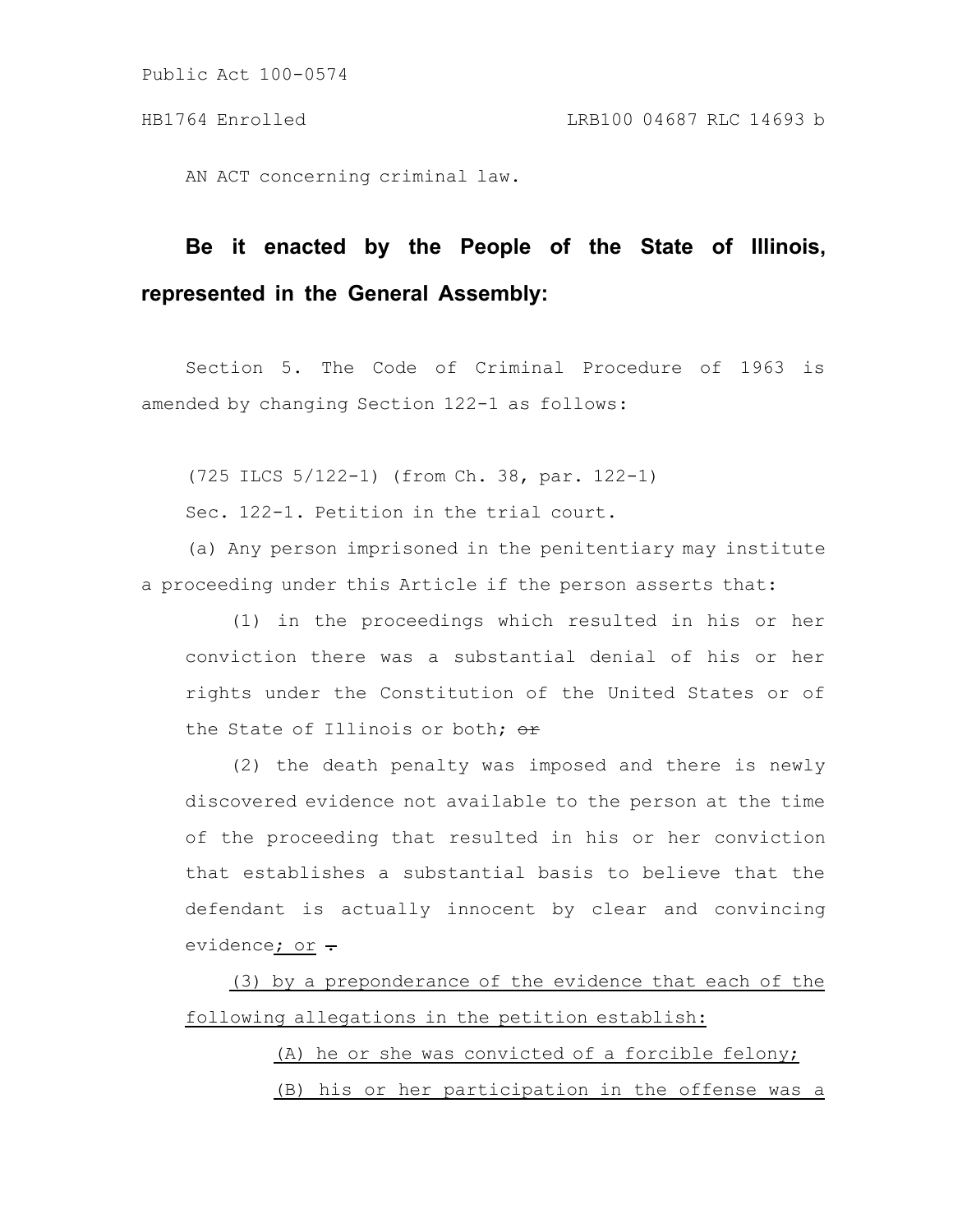Public Act 100-0574

HB1764 Enrolled LRB100 04687 RLC 14693 b

AN ACT concerning criminal law.

**Be it enacted by the People of the State of Illinois, represented in the General Assembly:**

Section 5. The Code of Criminal Procedure of 1963 is amended by changing Section 122-1 as follows:

(725 ILCS 5/122-1) (from Ch. 38, par. 122-1)

Sec. 122-1. Petition in the trial court.

(a) Any person imprisoned in the penitentiary may institute a proceeding under this Article if the person asserts that:

(1) in the proceedings which resulted in his or her conviction there was a substantial denial of his or her rights under the Constitution of the United States or of the State of Illinois or both; ~~or~~

(2) the death penalty was imposed and there is newly discovered evidence not available to the person at the time of the proceeding that resulted in his or her conviction that establishes a substantial basis to believe that the defendant is actually innocent by clear and convincing evidence; or ~~.~~

(3) by a preponderance of the evidence that each of the following allegations in the petition establish:

(A) he or she was convicted of a forcible felony;

(B) his or her participation in the offense was a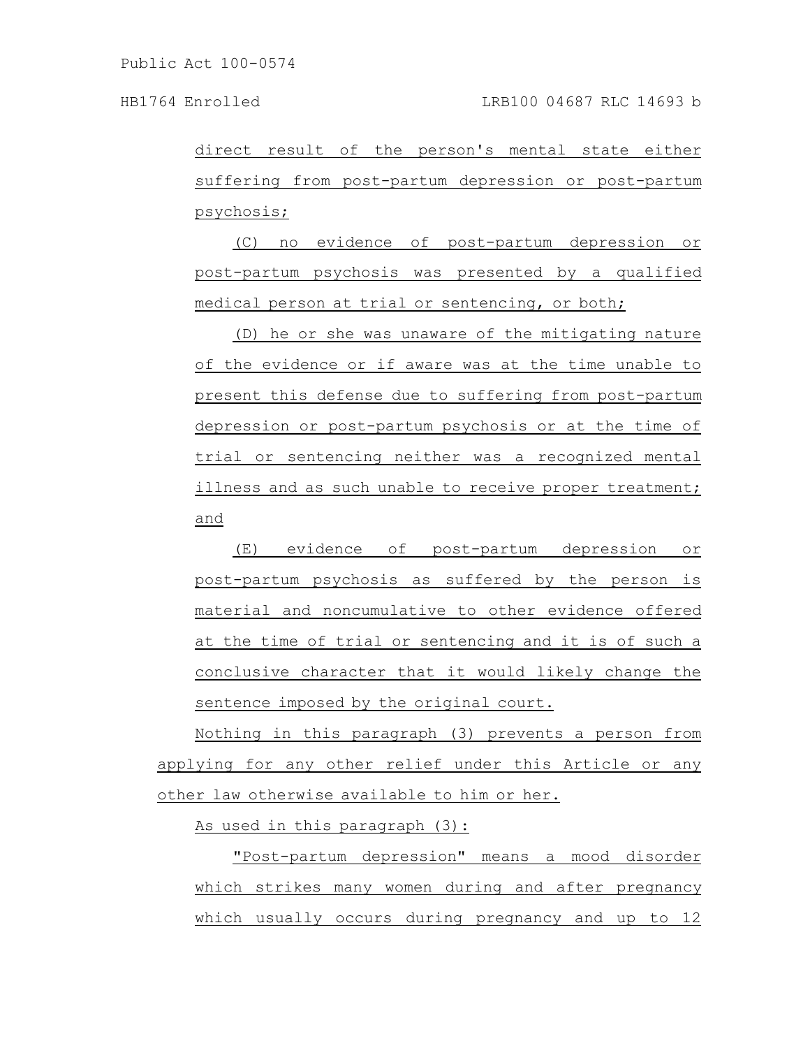direct result of the person's mental state either suffering from post-partum depression or post-partum psychosis;

(C) no evidence of post-partum depression or post-partum psychosis was presented by a qualified medical person at trial or sentencing, or both;

(D) he or she was unaware of the mitigating nature of the evidence or if aware was at the time unable to present this defense due to suffering from post-partum depression or post-partum psychosis or at the time of trial or sentencing neither was a recognized mental illness and as such unable to receive proper treatment; and

(E) evidence of post-partum depression or post-partum psychosis as suffered by the person is material and noncumulative to other evidence offered at the time of trial or sentencing and it is of such a conclusive character that it would likely change the sentence imposed by the original court.

Nothing in this paragraph (3) prevents a person from applying for any other relief under this Article or any other law otherwise available to him or her.

As used in this paragraph (3):

"Post-partum depression" means a mood disorder which strikes many women during and after pregnancy which usually occurs during pregnancy and up to 12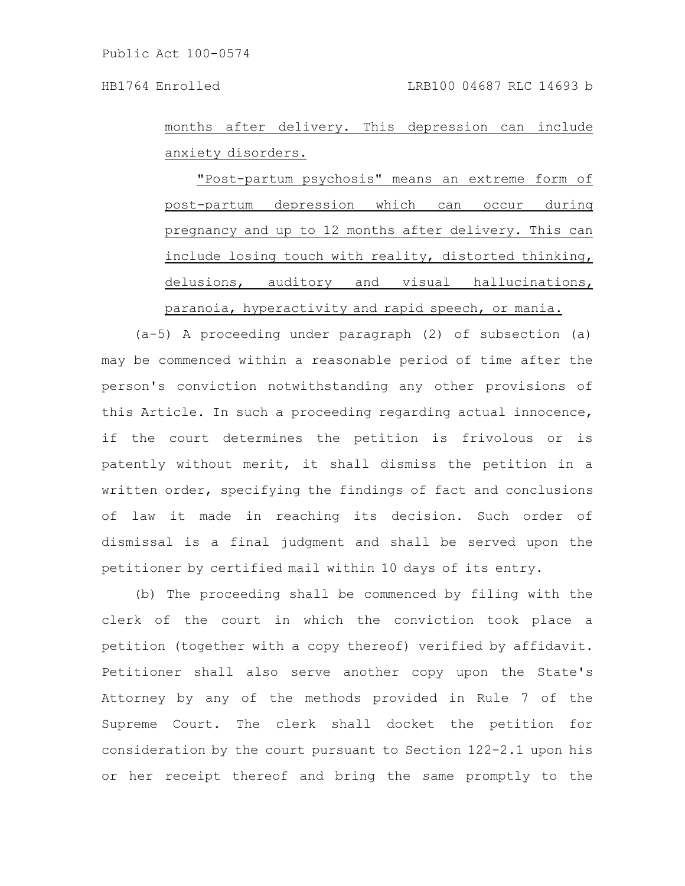months after delivery. This depression can include anxiety disorders.

"Post-partum psychosis" means an extreme form of post-partum depression which can occur during pregnancy and up to 12 months after delivery. This can include losing touch with reality, distorted thinking, delusions, auditory and visual hallucinations, paranoia, hyperactivity and rapid speech, or mania.

(a-5) A proceeding under paragraph (2) of subsection (a) may be commenced within a reasonable period of time after the person's conviction notwithstanding any other provisions of this Article. In such a proceeding regarding actual innocence, if the court determines the petition is frivolous or is patently without merit, it shall dismiss the petition in a written order, specifying the findings of fact and conclusions of law it made in reaching its decision. Such order of dismissal is a final judgment and shall be served upon the petitioner by certified mail within 10 days of its entry.

(b) The proceeding shall be commenced by filing with the clerk of the court in which the conviction took place a petition (together with a copy thereof) verified by affidavit. Petitioner shall also serve another copy upon the State's Attorney by any of the methods provided in Rule 7 of the Supreme Court. The clerk shall docket the petition for consideration by the court pursuant to Section 122-2.1 upon his or her receipt thereof and bring the same promptly to the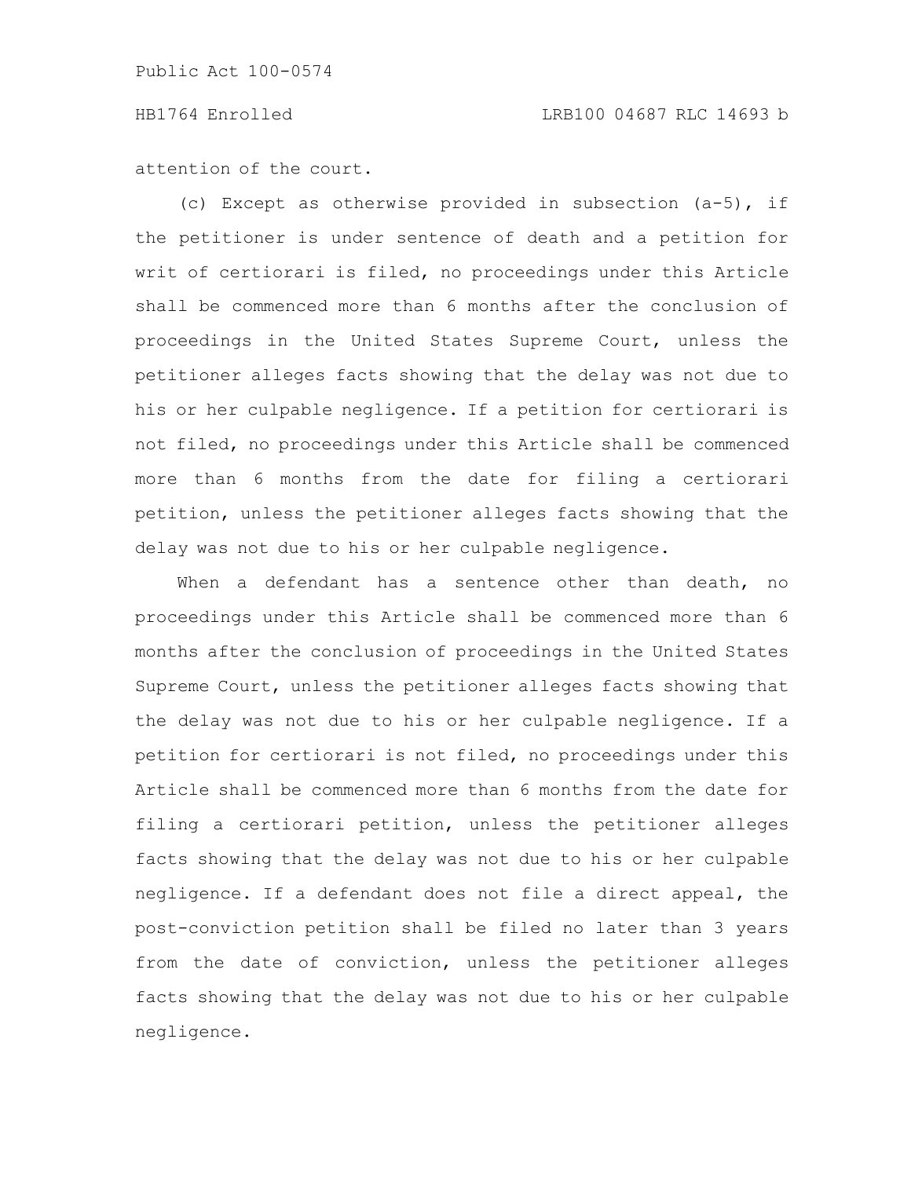attention of the court.

(c) Except as otherwise provided in subsection (a-5), if the petitioner is under sentence of death and a petition for writ of certiorari is filed, no proceedings under this Article shall be commenced more than 6 months after the conclusion of proceedings in the United States Supreme Court, unless the petitioner alleges facts showing that the delay was not due to his or her culpable negligence. If a petition for certiorari is not filed, no proceedings under this Article shall be commenced more than 6 months from the date for filing a certiorari petition, unless the petitioner alleges facts showing that the delay was not due to his or her culpable negligence.

When a defendant has a sentence other than death, no proceedings under this Article shall be commenced more than 6 months after the conclusion of proceedings in the United States Supreme Court, unless the petitioner alleges facts showing that the delay was not due to his or her culpable negligence. If a petition for certiorari is not filed, no proceedings under this Article shall be commenced more than 6 months from the date for filing a certiorari petition, unless the petitioner alleges facts showing that the delay was not due to his or her culpable negligence. If a defendant does not file a direct appeal, the post-conviction petition shall be filed no later than 3 years from the date of conviction, unless the petitioner alleges facts showing that the delay was not due to his or her culpable negligence.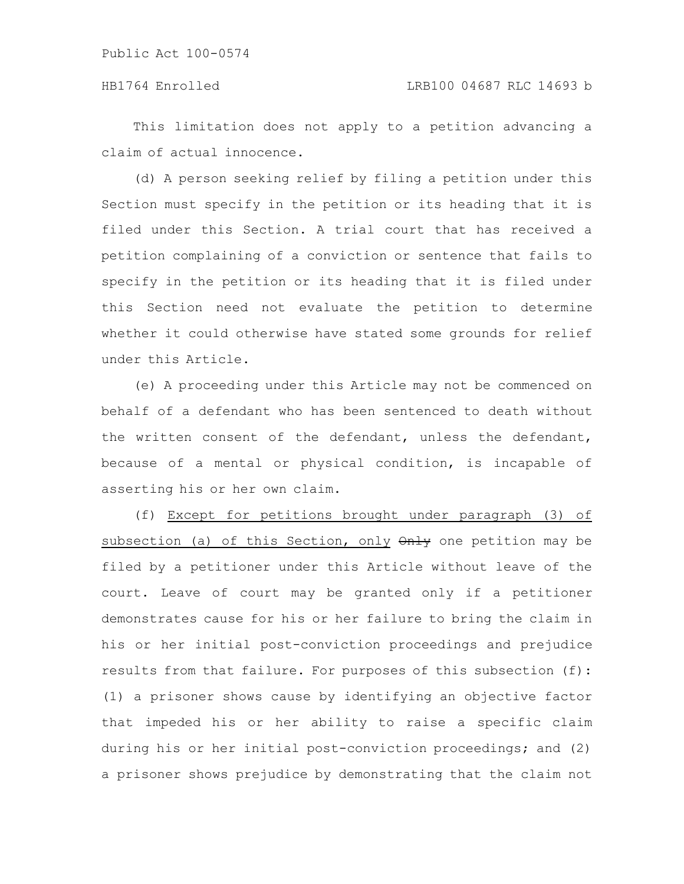This limitation does not apply to a petition advancing a claim of actual innocence.

(d) A person seeking relief by filing a petition under this Section must specify in the petition or its heading that it is filed under this Section. A trial court that has received a petition complaining of a conviction or sentence that fails to specify in the petition or its heading that it is filed under this Section need not evaluate the petition to determine whether it could otherwise have stated some grounds for relief under this Article.

(e) A proceeding under this Article may not be commenced on behalf of a defendant who has been sentenced to death without the written consent of the defendant, unless the defendant, because of a mental or physical condition, is incapable of asserting his or her own claim.

(f) <u>Except for petitions brought under paragraph (3) of subsection (a) of this Section, only</u> ~~Only~~ one petition may be filed by a petitioner under this Article without leave of the court. Leave of court may be granted only if a petitioner demonstrates cause for his or her failure to bring the claim in his or her initial post-conviction proceedings and prejudice results from that failure. For purposes of this subsection (f): (1) a prisoner shows cause by identifying an objective factor that impeded his or her ability to raise a specific claim during his or her initial post-conviction proceedings; and (2) a prisoner shows prejudice by demonstrating that the claim not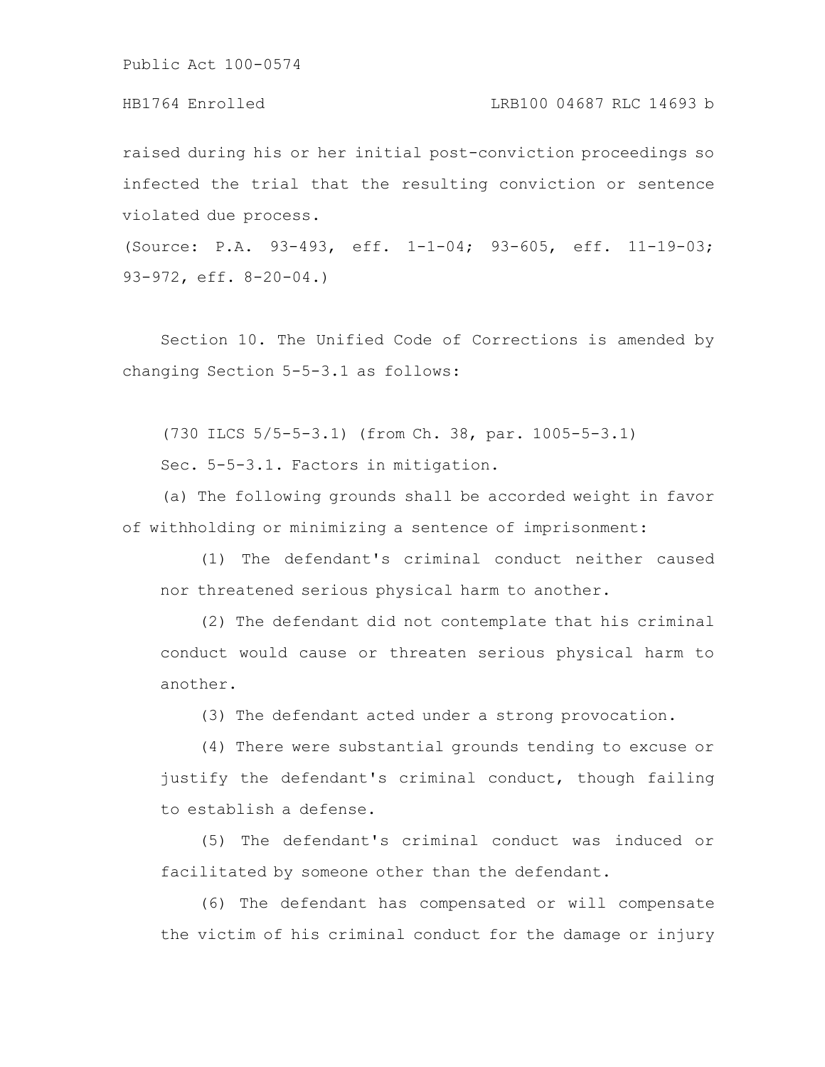raised during his or her initial post-conviction proceedings so infected the trial that the resulting conviction or sentence violated due process.

(Source: P.A. 93-493, eff. 1-1-04; 93-605, eff. 11-19-03; 93-972, eff. 8-20-04.)

Section 10. The Unified Code of Corrections is amended by changing Section 5-5-3.1 as follows:

(730 ILCS 5/5-5-3.1) (from Ch. 38, par. 1005-5-3.1)

Sec. 5-5-3.1. Factors in mitigation.

(a) The following grounds shall be accorded weight in favor of withholding or minimizing a sentence of imprisonment:

(1) The defendant's criminal conduct neither caused nor threatened serious physical harm to another.

(2) The defendant did not contemplate that his criminal conduct would cause or threaten serious physical harm to another.

(3) The defendant acted under a strong provocation.

(4) There were substantial grounds tending to excuse or justify the defendant's criminal conduct, though failing to establish a defense.

(5) The defendant's criminal conduct was induced or facilitated by someone other than the defendant.

(6) The defendant has compensated or will compensate the victim of his criminal conduct for the damage or injury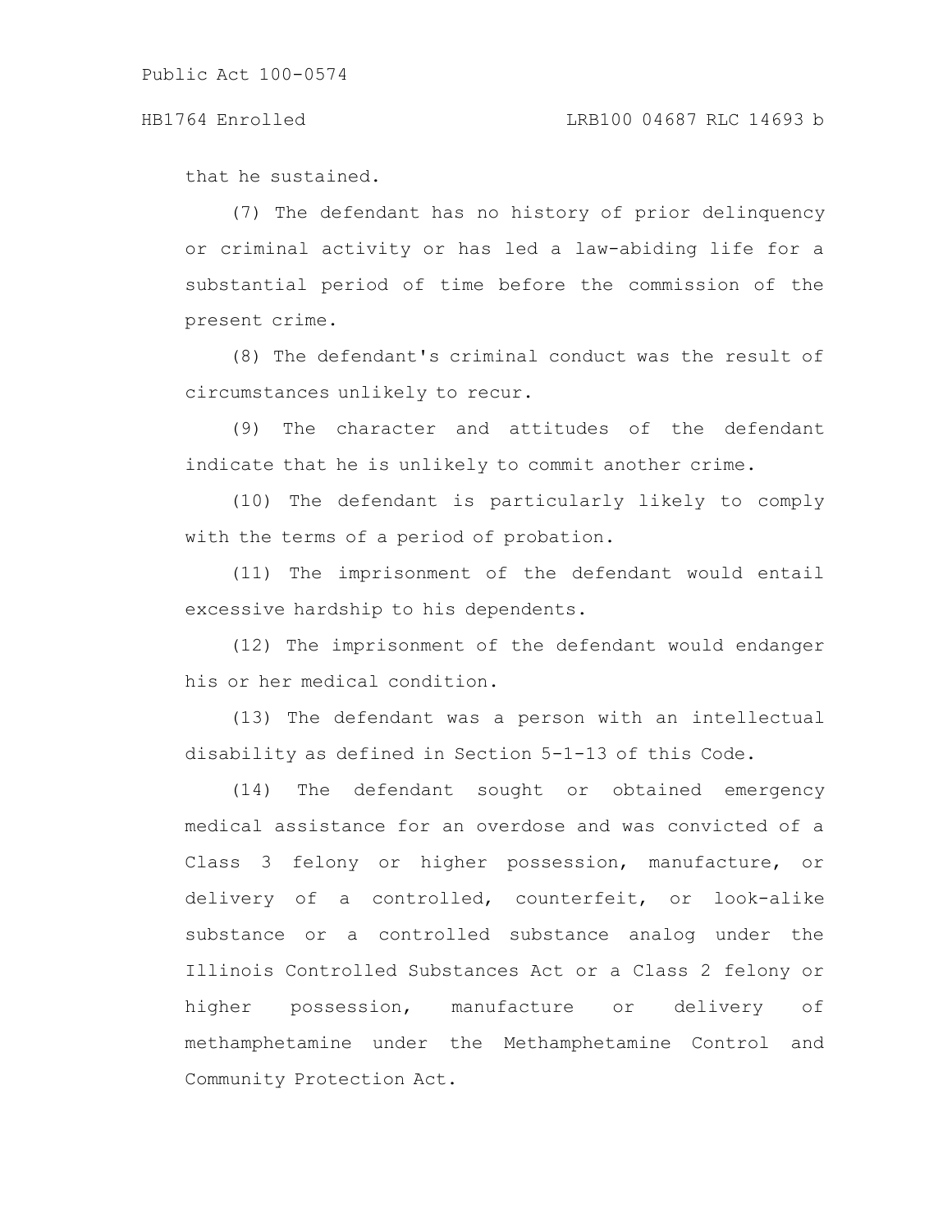that he sustained.

(7) The defendant has no history of prior delinquency or criminal activity or has led a law-abiding life for a substantial period of time before the commission of the present crime.

(8) The defendant's criminal conduct was the result of circumstances unlikely to recur.

(9) The character and attitudes of the defendant indicate that he is unlikely to commit another crime.

(10) The defendant is particularly likely to comply with the terms of a period of probation.

(11) The imprisonment of the defendant would entail excessive hardship to his dependents.

(12) The imprisonment of the defendant would endanger his or her medical condition.

(13) The defendant was a person with an intellectual disability as defined in Section 5-1-13 of this Code.

(14) The defendant sought or obtained emergency medical assistance for an overdose and was convicted of a Class 3 felony or higher possession, manufacture, or delivery of a controlled, counterfeit, or look-alike substance or a controlled substance analog under the Illinois Controlled Substances Act or a Class 2 felony or higher possession, manufacture or delivery of methamphetamine under the Methamphetamine Control and Community Protection Act.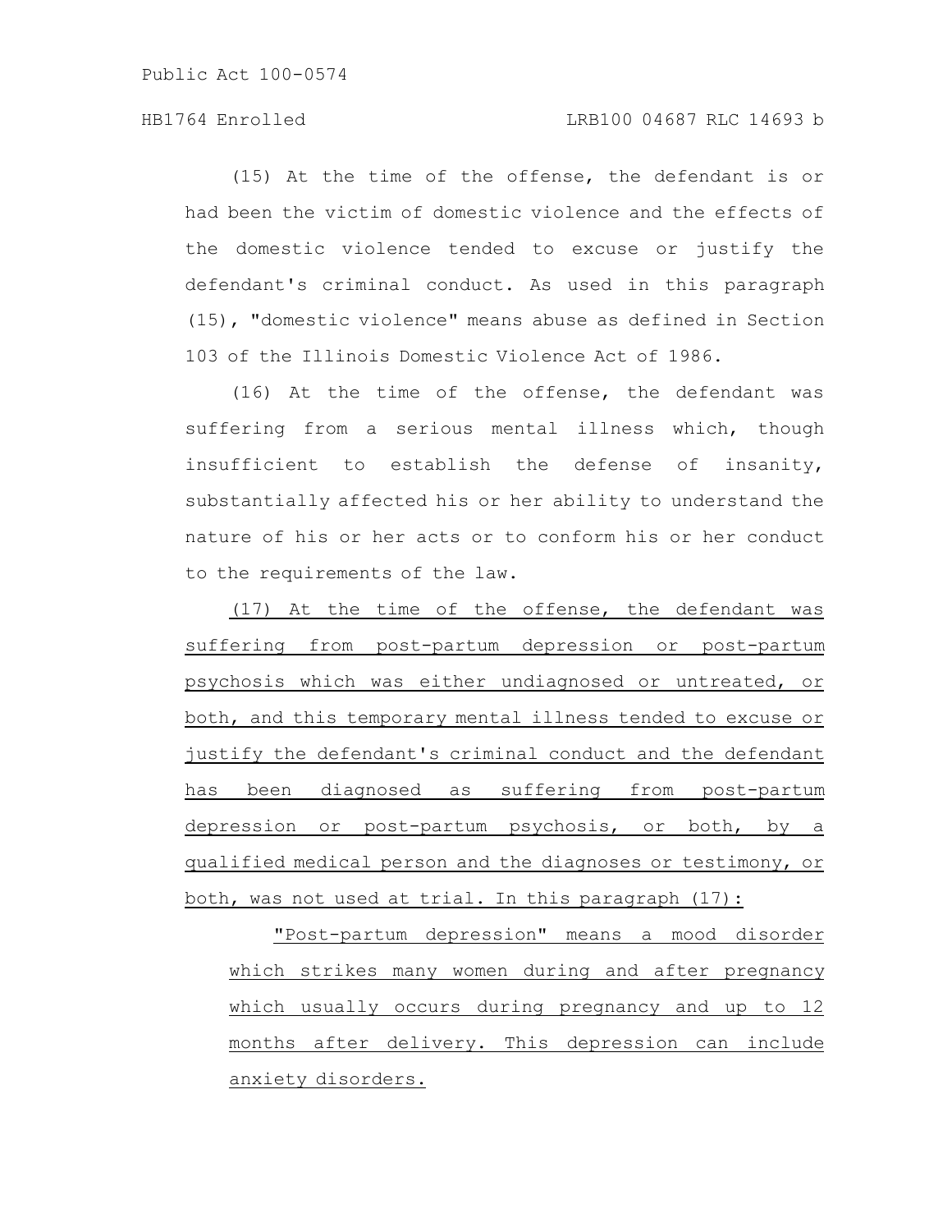(15) At the time of the offense, the defendant is or had been the victim of domestic violence and the effects of the domestic violence tended to excuse or justify the defendant's criminal conduct. As used in this paragraph (15), "domestic violence" means abuse as defined in Section 103 of the Illinois Domestic Violence Act of 1986.

(16) At the time of the offense, the defendant was suffering from a serious mental illness which, though insufficient to establish the defense of insanity, substantially affected his or her ability to understand the nature of his or her acts or to conform his or her conduct to the requirements of the law.

(17) At the time of the offense, the defendant was suffering from post-partum depression or post-partum psychosis which was either undiagnosed or untreated, or both, and this temporary mental illness tended to excuse or justify the defendant's criminal conduct and the defendant has been diagnosed as suffering from post-partum depression or post-partum psychosis, or both, by a qualified medical person and the diagnoses or testimony, or both, was not used at trial. In this paragraph (17):

"Post-partum depression" means a mood disorder which strikes many women during and after pregnancy which usually occurs during pregnancy and up to 12 months after delivery. This depression can include anxiety disorders.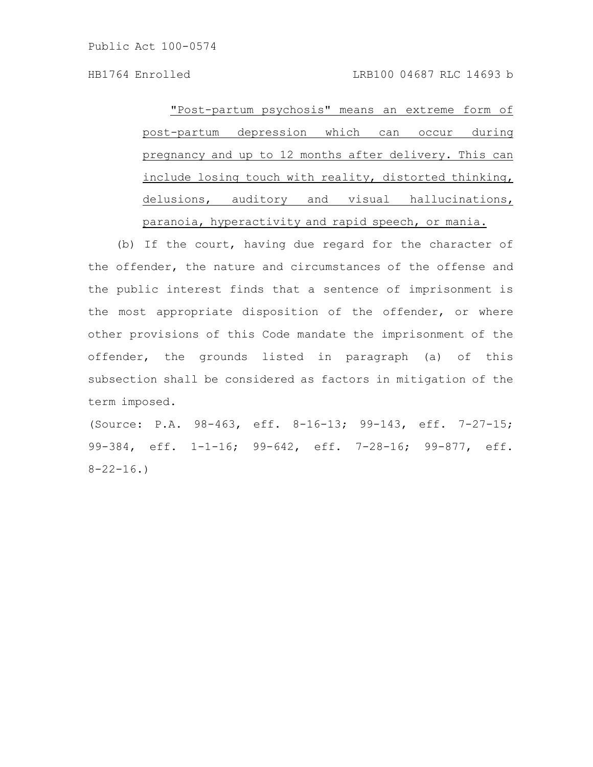"Post-partum psychosis" means an extreme form of post-partum depression which can occur during pregnancy and up to 12 months after delivery. This can include losing touch with reality, distorted thinking, delusions, auditory and visual hallucinations, paranoia, hyperactivity and rapid speech, or mania.

(b) If the court, having due regard for the character of the offender, the nature and circumstances of the offense and the public interest finds that a sentence of imprisonment is the most appropriate disposition of the offender, or where other provisions of this Code mandate the imprisonment of the offender, the grounds listed in paragraph (a) of this subsection shall be considered as factors in mitigation of the term imposed.

(Source: P.A. 98-463, eff. 8-16-13; 99-143, eff. 7-27-15; 99-384, eff. 1-1-16; 99-642, eff. 7-28-16; 99-877, eff. 8-22-16.)